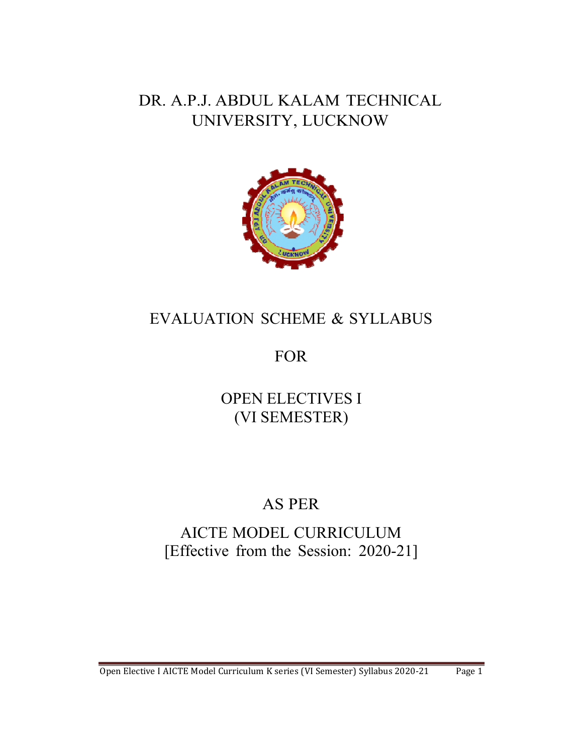# DR. A.P.J. ABDUL KALAM TECHNICAL UNIVERSITY, LUCKNOW

## EVALUATION SCHEME & SYLLABUS

## FOR

## OPEN ELECTIVES I (VI SEMESTER)

## AS PER

## AICTE MODEL CURRICULUM [Effective from the Session: 2020-21]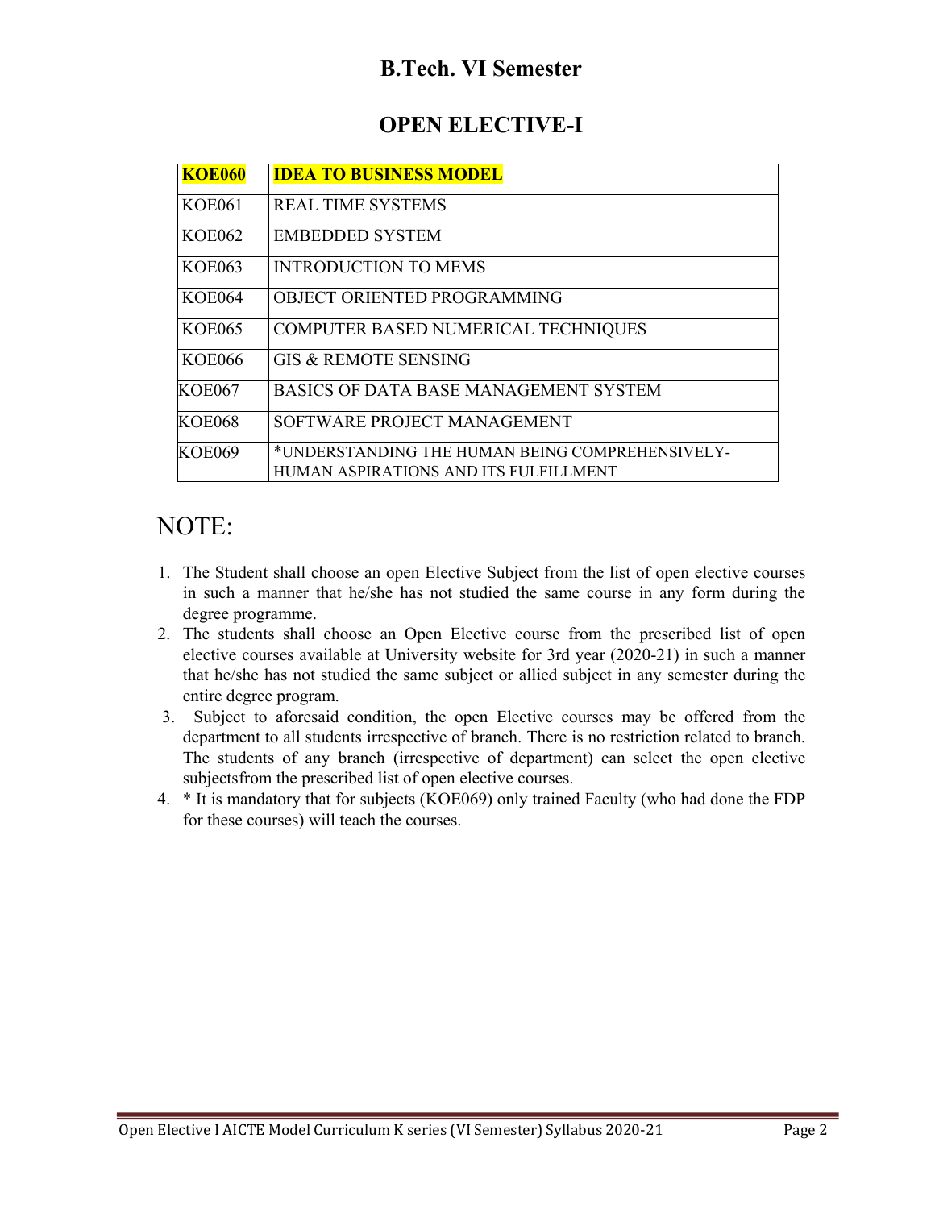## B.Tech. VI Semester

## OPEN ELECTIVE-I

| **KOE060** | **IDEA TO BUSINESS MODEL** |
|---|---|
| KOE061 | REAL TIME SYSTEMS |
| KOE062 | EMBEDDED SYSTEM |
| KOE063 | INTRODUCTION TO MEMS |
| KOE064 | OBJECT ORIENTED PROGRAMMING |
| KOE065 | COMPUTER BASED NUMERICAL TECHNIQUES |
| KOE066 | GIS & REMOTE SENSING |
| KOE067 | BASICS OF DATA BASE MANAGEMENT SYSTEM |
| KOE068 | SOFTWARE PROJECT MANAGEMENT |
| KOE069 | *UNDERSTANDING THE HUMAN BEING COMPREHENSIVELY- HUMAN ASPIRATIONS AND ITS FULFILLMENT |

## NOTE:

1. The Student shall choose an open Elective Subject from the list of open elective courses in such a manner that he/she has not studied the same course in any form during the degree programme.
2. The students shall choose an Open Elective course from the prescribed list of open elective courses available at University website for 3rd year (2020-21) in such a manner that he/she has not studied the same subject or allied subject in any semester during the entire degree program.
3. Subject to aforesaid condition, the open Elective courses may be offered from the department to all students irrespective of branch. There is no restriction related to branch. The students of any branch (irrespective of department) can select the open elective subjectsfrom the prescribed list of open elective courses.
4. * It is mandatory that for subjects (KOE069) only trained Faculty (who had done the FDP for these courses) will teach the courses.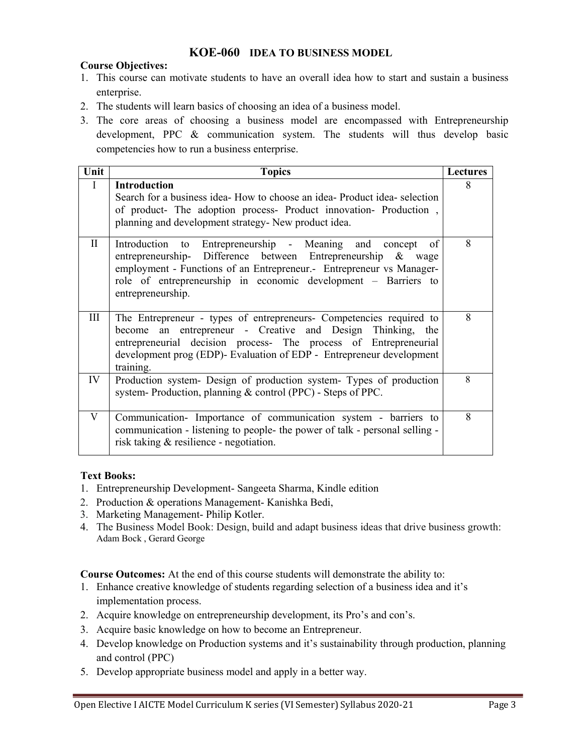## KOE-060 IDEA TO BUSINESS MODEL

**Course Objectives:**

1. This course can motivate students to have an overall idea how to start and sustain a business enterprise.
2. The students will learn basics of choosing an idea of a business model.
3. The core areas of choosing a business model are encompassed with Entrepreneurship development, PPC & communication system. The students will thus develop basic competencies how to run a business enterprise.

| Unit | Topics | Lectures |
|---|---|---|
| I | **Introduction**<br>Search for a business idea- How to choose an idea- Product idea- selection of product- The adoption process- Product innovation- Production , planning and development strategy- New product idea. | 8 |
| II | Introduction to Entrepreneurship - Meaning and concept of entrepreneurship- Difference between Entrepreneurship & wage employment - Functions of an Entrepreneur.- Entrepreneur vs Manager- role of entrepreneurship in economic development – Barriers to entrepreneurship. | 8 |
| III | The Entrepreneur - types of entrepreneurs- Competencies required to become an entrepreneur - Creative and Design Thinking, the entrepreneurial decision process- The process of Entrepreneurial development prog (EDP)- Evaluation of EDP - Entrepreneur development training. | 8 |
| IV | Production system- Design of production system- Types of production system- Production, planning & control (PPC) - Steps of PPC. | 8 |
| V | Communication- Importance of communication system - barriers to communication - listening to people- the power of talk - personal selling - risk taking & resilience - negotiation. | 8 |

**Text Books:**

1. Entrepreneurship Development- Sangeeta Sharma, Kindle edition
2. Production & operations Management- Kanishka Bedi,
3. Marketing Management- Philip Kotler.
4. The Business Model Book: Design, build and adapt business ideas that drive business growth: Adam Bock , Gerard George

**Course Outcomes:** At the end of this course students will demonstrate the ability to:

1. Enhance creative knowledge of students regarding selection of a business idea and it's implementation process.
2. Acquire knowledge on entrepreneurship development, its Pro's and con's.
3. Acquire basic knowledge on how to become an Entrepreneur.
4. Develop knowledge on Production systems and it's sustainability through production, planning and control (PPC)
5. Develop appropriate business model and apply in a better way.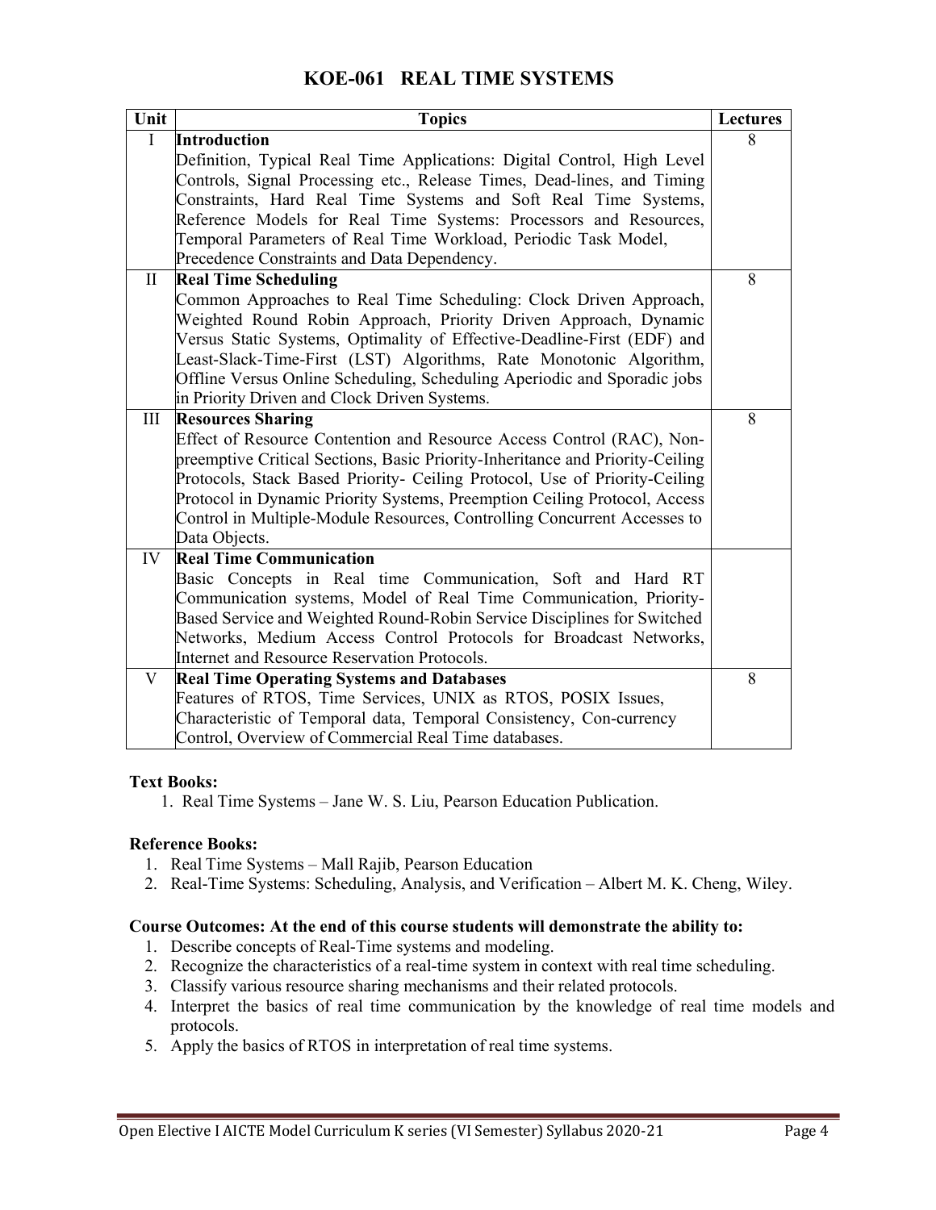# KOE-061 REAL TIME SYSTEMS

| Unit | Topics | Lectures |
|---|---|---|
| I | **Introduction**<br>Definition, Typical Real Time Applications: Digital Control, High Level Controls, Signal Processing etc., Release Times, Dead-lines, and Timing Constraints, Hard Real Time Systems and Soft Real Time Systems, Reference Models for Real Time Systems: Processors and Resources, Temporal Parameters of Real Time Workload, Periodic Task Model, Precedence Constraints and Data Dependency. | 8 |
| II | **Real Time Scheduling**<br>Common Approaches to Real Time Scheduling: Clock Driven Approach, Weighted Round Robin Approach, Priority Driven Approach, Dynamic Versus Static Systems, Optimality of Effective-Deadline-First (EDF) and Least-Slack-Time-First (LST) Algorithms, Rate Monotonic Algorithm, Offline Versus Online Scheduling, Scheduling Aperiodic and Sporadic jobs in Priority Driven and Clock Driven Systems. | 8 |
| III | **Resources Sharing**<br>Effect of Resource Contention and Resource Access Control (RAC), Non-preemptive Critical Sections, Basic Priority-Inheritance and Priority-Ceiling Protocols, Stack Based Priority- Ceiling Protocol, Use of Priority-Ceiling Protocol in Dynamic Priority Systems, Preemption Ceiling Protocol, Access Control in Multiple-Module Resources, Controlling Concurrent Accesses to Data Objects. | 8 |
| IV | **Real Time Communication**<br>Basic Concepts in Real time Communication, Soft and Hard RT Communication systems, Model of Real Time Communication, Priority-Based Service and Weighted Round-Robin Service Disciplines for Switched Networks, Medium Access Control Protocols for Broadcast Networks, Internet and Resource Reservation Protocols. | |
| V | **Real Time Operating Systems and Databases**<br>Features of RTOS, Time Services, UNIX as RTOS, POSIX Issues, Characteristic of Temporal data, Temporal Consistency, Con-currency Control, Overview of Commercial Real Time databases. | 8 |

**Text Books:**

1. Real Time Systems – Jane W. S. Liu, Pearson Education Publication.

**Reference Books:**

1. Real Time Systems – Mall Rajib, Pearson Education
2. Real-Time Systems: Scheduling, Analysis, and Verification – Albert M. K. Cheng, Wiley.

**Course Outcomes: At the end of this course students will demonstrate the ability to:**

1. Describe concepts of Real-Time systems and modeling.
2. Recognize the characteristics of a real-time system in context with real time scheduling.
3. Classify various resource sharing mechanisms and their related protocols.
4. Interpret the basics of real time communication by the knowledge of real time models and protocols.
5. Apply the basics of RTOS in interpretation of real time systems.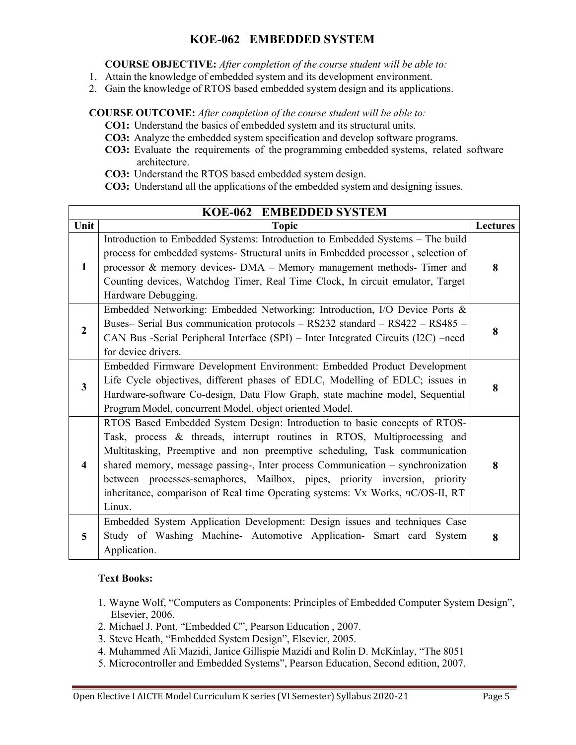# KOE-062 EMBEDDED SYSTEM

**COURSE OBJECTIVE:** *After completion of the course student will be able to:*

1. Attain the knowledge of embedded system and its development environment.
2. Gain the knowledge of RTOS based embedded system design and its applications.

**COURSE OUTCOME:** *After completion of the course student will be able to:*

**CO1:** Understand the basics of embedded system and its structural units.
**CO3:** Analyze the embedded system specification and develop software programs.
**CO3:** Evaluate the requirements of the programming embedded systems, related software architecture.
**CO3:** Understand the RTOS based embedded system design.
**CO3:** Understand all the applications of the embedded system and designing issues.

| KOE-062 EMBEDDED SYSTEM | | |
|---|---|---|
| **Unit** | **Topic** | **Lectures** |
| **1** | Introduction to Embedded Systems: Introduction to Embedded Systems – The build process for embedded systems- Structural units in Embedded processor , selection of processor & memory devices- DMA – Memory management methods- Timer and Counting devices, Watchdog Timer, Real Time Clock, In circuit emulator, Target Hardware Debugging. | **8** |
| **2** | Embedded Networking: Embedded Networking: Introduction, I/O Device Ports & Buses– Serial Bus communication protocols – RS232 standard – RS422 – RS485 – CAN Bus -Serial Peripheral Interface (SPI) – Inter Integrated Circuits (I2C) –need for device drivers. | **8** |
| **3** | Embedded Firmware Development Environment: Embedded Product Development Life Cycle objectives, different phases of EDLC, Modelling of EDLC; issues in Hardware-software Co-design, Data Flow Graph, state machine model, Sequential Program Model, concurrent Model, object oriented Model. | **8** |
| **4** | RTOS Based Embedded System Design: Introduction to basic concepts of RTOS-Task, process & threads, interrupt routines in RTOS, Multiprocessing and Multitasking, Preemptive and non preemptive scheduling, Task communication shared memory, message passing-, Inter process Communication – synchronization between processes-semaphores, Mailbox, pipes, priority inversion, priority inheritance, comparison of Real time Operating systems: Vx Works, чC/OS-II, RT Linux. | **8** |
| **5** | Embedded System Application Development: Design issues and techniques Case Study of Washing Machine- Automotive Application- Smart card System Application. | **8** |

**Text Books:**

1. Wayne Wolf, "Computers as Components: Principles of Embedded Computer System Design", Elsevier, 2006.
2. Michael J. Pont, "Embedded C", Pearson Education , 2007.
3. Steve Heath, "Embedded System Design", Elsevier, 2005.
4. Muhammed Ali Mazidi, Janice Gillispie Mazidi and Rolin D. McKinlay, "The 8051
5. Microcontroller and Embedded Systems", Pearson Education, Second edition, 2007.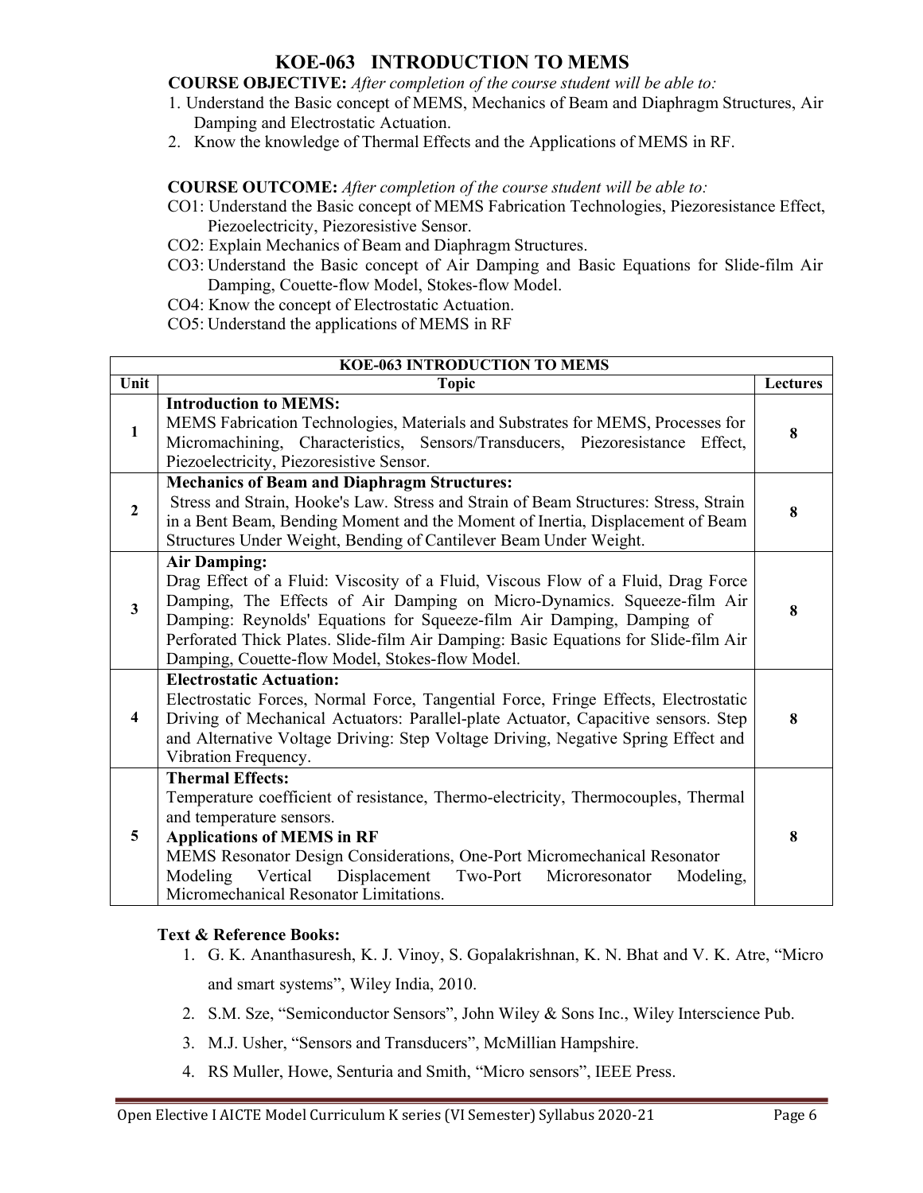# KOE-063 INTRODUCTION TO MEMS

**COURSE OBJECTIVE:** *After completion of the course student will be able to:*

1. Understand the Basic concept of MEMS, Mechanics of Beam and Diaphragm Structures, Air Damping and Electrostatic Actuation.
2. Know the knowledge of Thermal Effects and the Applications of MEMS in RF.

**COURSE OUTCOME:** *After completion of the course student will be able to:*

- CO1: Understand the Basic concept of MEMS Fabrication Technologies, Piezoresistance Effect, Piezoelectricity, Piezoresistive Sensor.
- CO2: Explain Mechanics of Beam and Diaphragm Structures.
- CO3: Understand the Basic concept of Air Damping and Basic Equations for Slide-film Air Damping, Couette-flow Model, Stokes-flow Model.
- CO4: Know the concept of Electrostatic Actuation.
- CO5: Understand the applications of MEMS in RF

| KOE-063 INTRODUCTION TO MEMS | | |
|---|---|---|
| **Unit** | **Topic** | **Lectures** |
| 1 | **Introduction to MEMS:** MEMS Fabrication Technologies, Materials and Substrates for MEMS, Processes for Micromachining, Characteristics, Sensors/Transducers, Piezoresistance Effect, Piezoelectricity, Piezoresistive Sensor. | 8 |
| 2 | **Mechanics of Beam and Diaphragm Structures:** Stress and Strain, Hooke's Law. Stress and Strain of Beam Structures: Stress, Strain in a Bent Beam, Bending Moment and the Moment of Inertia, Displacement of Beam Structures Under Weight, Bending of Cantilever Beam Under Weight. | 8 |
| 3 | **Air Damping:** Drag Effect of a Fluid: Viscosity of a Fluid, Viscous Flow of a Fluid, Drag Force Damping, The Effects of Air Damping on Micro-Dynamics. Squeeze-film Air Damping: Reynolds' Equations for Squeeze-film Air Damping, Damping of Perforated Thick Plates. Slide-film Air Damping: Basic Equations for Slide-film Air Damping, Couette-flow Model, Stokes-flow Model. | 8 |
| 4 | **Electrostatic Actuation:** Electrostatic Forces, Normal Force, Tangential Force, Fringe Effects, Electrostatic Driving of Mechanical Actuators: Parallel-plate Actuator, Capacitive sensors. Step and Alternative Voltage Driving: Step Voltage Driving, Negative Spring Effect and Vibration Frequency. | 8 |
| 5 | **Thermal Effects:** Temperature coefficient of resistance, Thermo-electricity, Thermocouples, Thermal and temperature sensors. **Applications of MEMS in RF** MEMS Resonator Design Considerations, One-Port Micromechanical Resonator Modeling Vertical Displacement Two-Port Microresonator Modeling, Micromechanical Resonator Limitations. | 8 |

**Text & Reference Books:**

1. G. K. Ananthasuresh, K. J. Vinoy, S. Gopalakrishnan, K. N. Bhat and V. K. Atre, "Micro and smart systems", Wiley India, 2010.
2. S.M. Sze, "Semiconductor Sensors", John Wiley & Sons Inc., Wiley Interscience Pub.
3. M.J. Usher, "Sensors and Transducers", McMillian Hampshire.
4. RS Muller, Howe, Senturia and Smith, "Micro sensors", IEEE Press.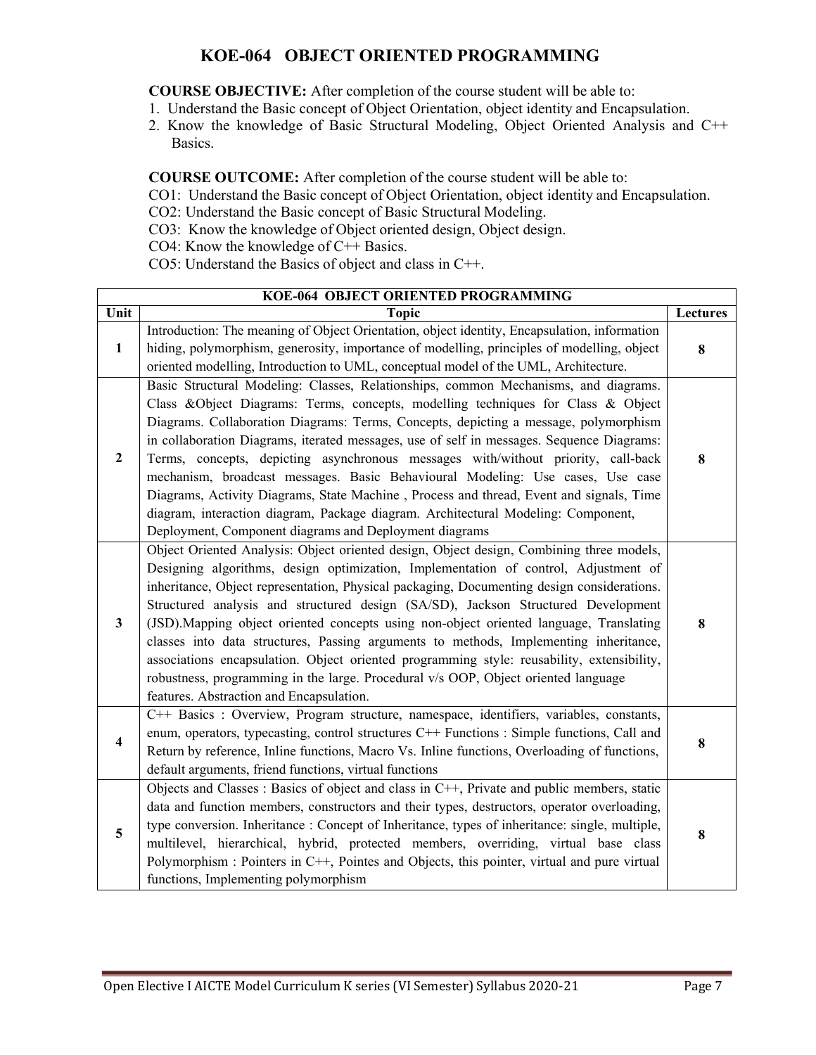# KOE-064 OBJECT ORIENTED PROGRAMMING

**COURSE OBJECTIVE:** After completion of the course student will be able to:

1. Understand the Basic concept of Object Orientation, object identity and Encapsulation.
2. Know the knowledge of Basic Structural Modeling, Object Oriented Analysis and C++ Basics.

**COURSE OUTCOME:** After completion of the course student will be able to:

CO1: Understand the Basic concept of Object Orientation, object identity and Encapsulation.

CO2: Understand the Basic concept of Basic Structural Modeling.

CO3: Know the knowledge of Object oriented design, Object design.

CO4: Know the knowledge of C++ Basics.

CO5: Understand the Basics of object and class in C++.

| KOE-064 OBJECT ORIENTED PROGRAMMING | | |
|---|---|---|
| **Unit** | **Topic** | **Lectures** |
| 1 | Introduction: The meaning of Object Orientation, object identity, Encapsulation, information hiding, polymorphism, generosity, importance of modelling, principles of modelling, object oriented modelling, Introduction to UML, conceptual model of the UML, Architecture. | 8 |
| 2 | Basic Structural Modeling: Classes, Relationships, common Mechanisms, and diagrams. Class &Object Diagrams: Terms, concepts, modelling techniques for Class & Object Diagrams. Collaboration Diagrams: Terms, Concepts, depicting a message, polymorphism in collaboration Diagrams, iterated messages, use of self in messages. Sequence Diagrams: Terms, concepts, depicting asynchronous messages with/without priority, call-back mechanism, broadcast messages. Basic Behavioural Modeling: Use cases, Use case Diagrams, Activity Diagrams, State Machine , Process and thread, Event and signals, Time diagram, interaction diagram, Package diagram. Architectural Modeling: Component, Deployment, Component diagrams and Deployment diagrams | 8 |
| 3 | Object Oriented Analysis: Object oriented design, Object design, Combining three models, Designing algorithms, design optimization, Implementation of control, Adjustment of inheritance, Object representation, Physical packaging, Documenting design considerations. Structured analysis and structured design (SA/SD), Jackson Structured Development (JSD).Mapping object oriented concepts using non-object oriented language, Translating classes into data structures, Passing arguments to methods, Implementing inheritance, associations encapsulation. Object oriented programming style: reusability, extensibility, robustness, programming in the large. Procedural v/s OOP, Object oriented language features. Abstraction and Encapsulation. | 8 |
| 4 | C++ Basics : Overview, Program structure, namespace, identifiers, variables, constants, enum, operators, typecasting, control structures C++ Functions : Simple functions, Call and Return by reference, Inline functions, Macro Vs. Inline functions, Overloading of functions, default arguments, friend functions, virtual functions | 8 |
| 5 | Objects and Classes : Basics of object and class in C++, Private and public members, static data and function members, constructors and their types, destructors, operator overloading, type conversion. Inheritance : Concept of Inheritance, types of inheritance: single, multiple, multilevel, hierarchical, hybrid, protected members, overriding, virtual base class Polymorphism : Pointers in C++, Pointes and Objects, this pointer, virtual and pure virtual functions, Implementing polymorphism | 8 |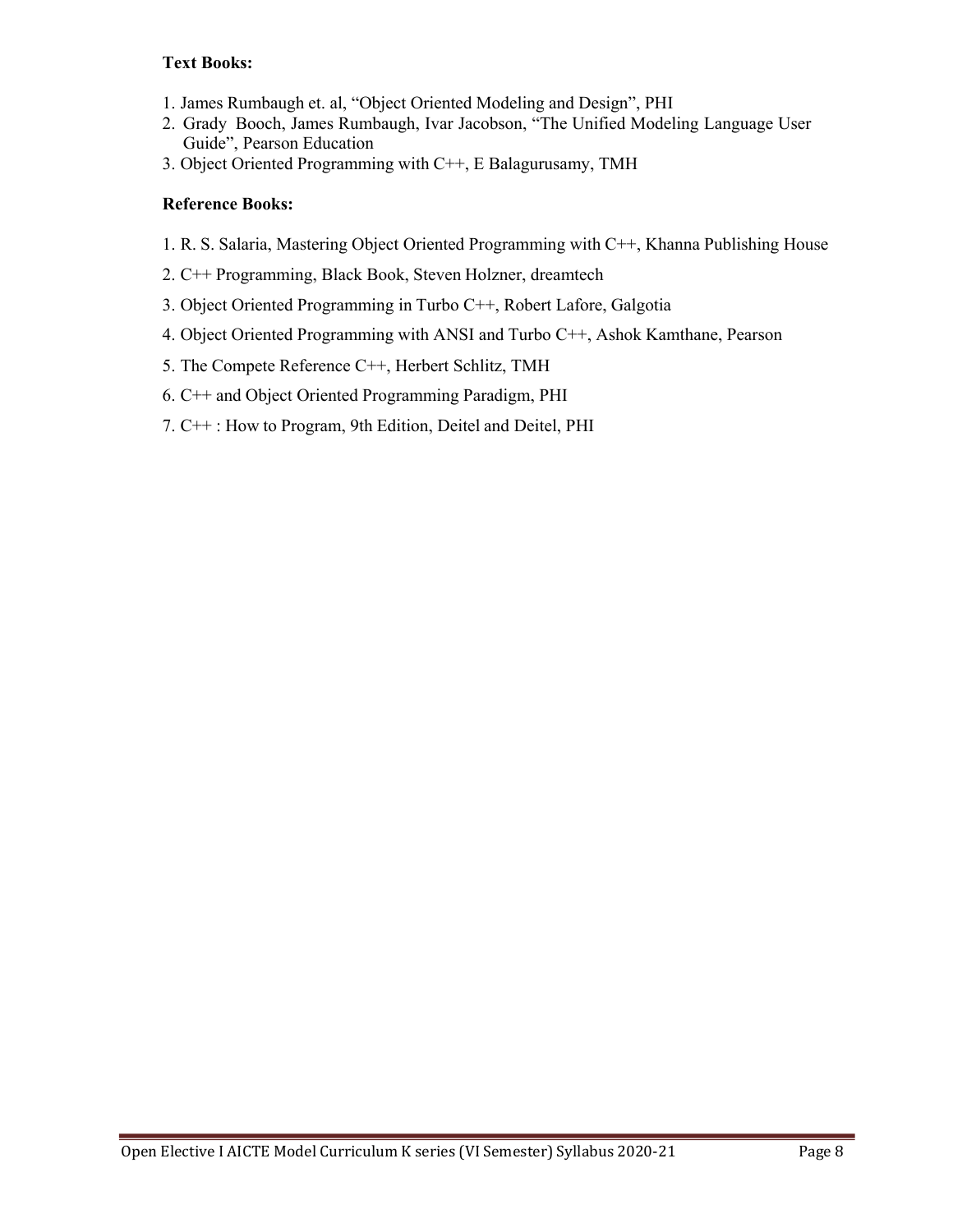**Text Books:**

1. James Rumbaugh et. al, "Object Oriented Modeling and Design", PHI
2. Grady Booch, James Rumbaugh, Ivar Jacobson, "The Unified Modeling Language User Guide", Pearson Education
3. Object Oriented Programming with C++, E Balagurusamy, TMH

**Reference Books:**

1. R. S. Salaria, Mastering Object Oriented Programming with C++, Khanna Publishing House
2. C++ Programming, Black Book, Steven Holzner, dreamtech
3. Object Oriented Programming in Turbo C++, Robert Lafore, Galgotia
4. Object Oriented Programming with ANSI and Turbo C++, Ashok Kamthane, Pearson
5. The Compete Reference C++, Herbert Schlitz, TMH
6. C++ and Object Oriented Programming Paradigm, PHI
7. C++ : How to Program, 9th Edition, Deitel and Deitel, PHI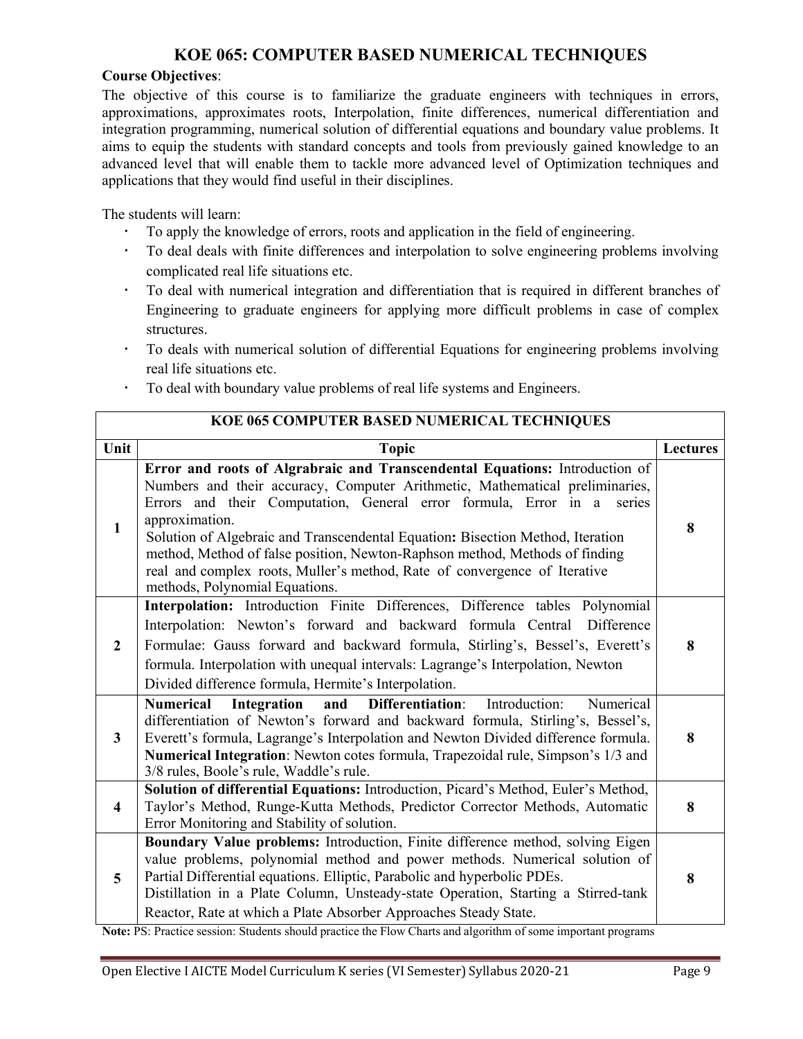# KOE 065: COMPUTER BASED NUMERICAL TECHNIQUES

**Course Objectives**:

The objective of this course is to familiarize the graduate engineers with techniques in errors, approximations, approximates roots, Interpolation, finite differences, numerical differentiation and integration programming, numerical solution of differential equations and boundary value problems. It aims to equip the students with standard concepts and tools from previously gained knowledge to an advanced level that will enable them to tackle more advanced level of Optimization techniques and applications that they would find useful in their disciplines.

The students will learn:

- To apply the knowledge of errors, roots and application in the field of engineering.
- To deal deals with finite differences and interpolation to solve engineering problems involving complicated real life situations etc.
- To deal with numerical integration and differentiation that is required in different branches of Engineering to graduate engineers for applying more difficult problems in case of complex structures.
- To deals with numerical solution of differential Equations for engineering problems involving real life situations etc.
- To deal with boundary value problems of real life systems and Engineers.

| KOE 065 COMPUTER BASED NUMERICAL TECHNIQUES | | |
|---|---|---|
| **Unit** | **Topic** | **Lectures** |
| **1** | **Error and roots of Algrabraic and Transcendental Equations:** Introduction of Numbers and their accuracy, Computer Arithmetic, Mathematical preliminaries, Errors and their Computation, General error formula, Error in a series approximation.<br>Solution of Algebraic and Transcendental Equation**:** Bisection Method, Iteration method, Method of false position, Newton-Raphson method, Methods of finding real and complex roots, Muller's method, Rate of convergence of Iterative methods, Polynomial Equations. | **8** |
| **2** | **Interpolation:** Introduction Finite Differences, Difference tables Polynomial Interpolation: Newton's forward and backward formula Central Difference Formulae: Gauss forward and backward formula, Stirling's, Bessel's, Everett's formula. Interpolation with unequal intervals: Lagrange's Interpolation, Newton Divided difference formula, Hermite's Interpolation. | **8** |
| **3** | **Numerical Integration and Differentiation**: Introduction: Numerical differentiation of Newton's forward and backward formula, Stirling's, Bessel's, Everett's formula, Lagrange's Interpolation and Newton Divided difference formula.<br>**Numerical Integration**: Newton cotes formula, Trapezoidal rule, Simpson's 1/3 and 3/8 rules, Boole's rule, Waddle's rule. | **8** |
| **4** | **Solution of differential Equations:** Introduction, Picard's Method, Euler's Method, Taylor's Method, Runge-Kutta Methods, Predictor Corrector Methods, Automatic Error Monitoring and Stability of solution. | **8** |
| **5** | **Boundary Value problems:** Introduction, Finite difference method, solving Eigen value problems, polynomial method and power methods. Numerical solution of Partial Differential equations. Elliptic, Parabolic and hyperbolic PDEs.<br>Distillation in a Plate Column, Unsteady-state Operation, Starting a Stirred-tank Reactor, Rate at which a Plate Absorber Approaches Steady State. | **8** |

**Note:** PS: Practice session: Students should practice the Flow Charts and algorithm of some important programs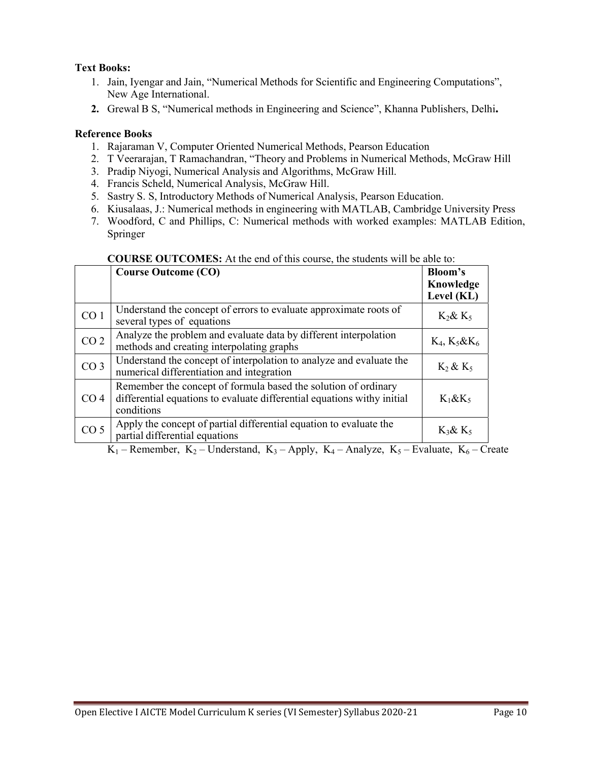**Text Books:**

1. Jain, Iyengar and Jain, "Numerical Methods for Scientific and Engineering Computations", New Age International.
2. Grewal B S, "Numerical methods in Engineering and Science", Khanna Publishers, Delhi.

**Reference Books**

1. Rajaraman V, Computer Oriented Numerical Methods, Pearson Education
2. T Veerarajan, T Ramachandran, "Theory and Problems in Numerical Methods, McGraw Hill
3. Pradip Niyogi, Numerical Analysis and Algorithms, McGraw Hill.
4. Francis Scheld, Numerical Analysis, McGraw Hill.
5. Sastry S. S, Introductory Methods of Numerical Analysis, Pearson Education.
6. Kiusalaas, J.: Numerical methods in engineering with MATLAB, Cambridge University Press
7. Woodford, C and Phillips, C: Numerical methods with worked examples: MATLAB Edition, Springer

**COURSE OUTCOMES:** At the end of this course, the students will be able to:

| | **Course Outcome (CO)** | **Bloom's Knowledge Level (KL)** |
|---|---|---|
| CO 1 | Understand the concept of errors to evaluate approximate roots of several types of equations | $K_2$& $K_5$ |
| CO 2 | Analyze the problem and evaluate data by different interpolation methods and creating interpolating graphs | $K_4$, $K_5$&$K_6$ |
| CO 3 | Understand the concept of interpolation to analyze and evaluate the numerical differentiation and integration | $K_2$ & $K_5$ |
| CO 4 | Remember the concept of formula based the solution of ordinary differential equations to evaluate differential equations withy initial conditions | $K_1$&$K_5$ |
| CO 5 | Apply the concept of partial differential equation to evaluate the partial differential equations | $K_3$& $K_5$ |

$K_1$ – Remember, $K_2$ – Understand, $K_3$ – Apply, $K_4$ – Analyze, $K_5$ – Evaluate, $K_6$ – Create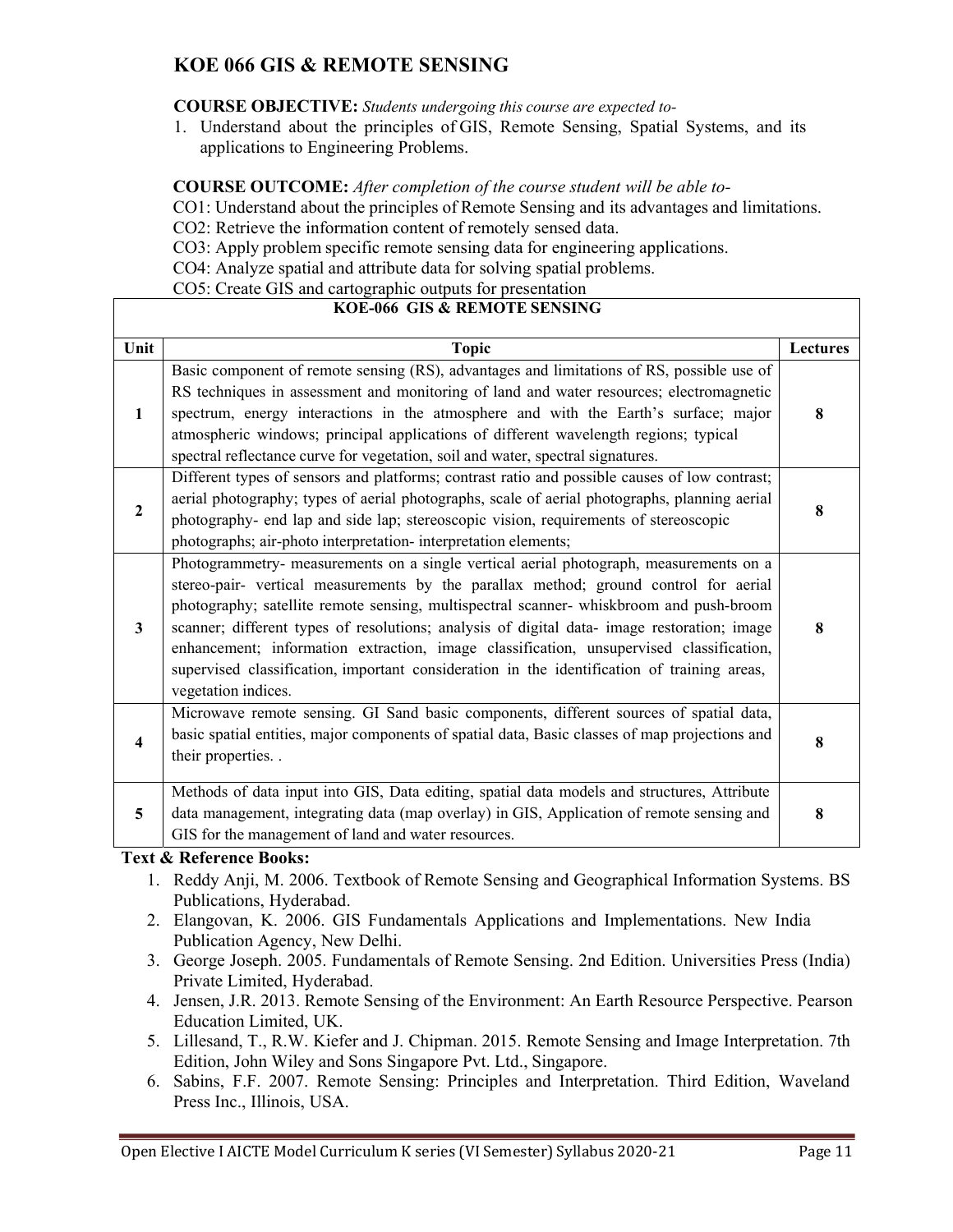# KOE 066 GIS & REMOTE SENSING

**COURSE OBJECTIVE:** *Students undergoing this course are expected to-*

1. Understand about the principles of GIS, Remote Sensing, Spatial Systems, and its applications to Engineering Problems.

**COURSE OUTCOME:** *After completion of the course student will be able to-*

CO1: Understand about the principles of Remote Sensing and its advantages and limitations.
CO2: Retrieve the information content of remotely sensed data.
CO3: Apply problem specific remote sensing data for engineering applications.
CO4: Analyze spatial and attribute data for solving spatial problems.
CO5: Create GIS and cartographic outputs for presentation

| KOE-066 GIS & REMOTE SENSING | | |
|---|---|---|
| **Unit** | **Topic** | **Lectures** |
| **1** | Basic component of remote sensing (RS), advantages and limitations of RS, possible use of RS techniques in assessment and monitoring of land and water resources; electromagnetic spectrum, energy interactions in the atmosphere and with the Earth's surface; major atmospheric windows; principal applications of different wavelength regions; typical spectral reflectance curve for vegetation, soil and water, spectral signatures. | **8** |
| **2** | Different types of sensors and platforms; contrast ratio and possible causes of low contrast; aerial photography; types of aerial photographs, scale of aerial photographs, planning aerial photography- end lap and side lap; stereoscopic vision, requirements of stereoscopic photographs; air-photo interpretation- interpretation elements; | **8** |
| **3** | Photogrammetry- measurements on a single vertical aerial photograph, measurements on a stereo-pair- vertical measurements by the parallax method; ground control for aerial photography; satellite remote sensing, multispectral scanner- whiskbroom and push-broom scanner; different types of resolutions; analysis of digital data- image restoration; image enhancement; information extraction, image classification, unsupervised classification, supervised classification, important consideration in the identification of training areas, vegetation indices. | **8** |
| **4** | Microwave remote sensing. GI Sand basic components, different sources of spatial data, basic spatial entities, major components of spatial data, Basic classes of map projections and their properties. . | **8** |
| **5** | Methods of data input into GIS, Data editing, spatial data models and structures, Attribute data management, integrating data (map overlay) in GIS, Application of remote sensing and GIS for the management of land and water resources. | **8** |

**Text & Reference Books:**

1. Reddy Anji, M. 2006. Textbook of Remote Sensing and Geographical Information Systems. BS Publications, Hyderabad.
2. Elangovan, K. 2006. GIS Fundamentals Applications and Implementations. New India Publication Agency, New Delhi.
3. George Joseph. 2005. Fundamentals of Remote Sensing. 2nd Edition. Universities Press (India) Private Limited, Hyderabad.
4. Jensen, J.R. 2013. Remote Sensing of the Environment: An Earth Resource Perspective. Pearson Education Limited, UK.
5. Lillesand, T., R.W. Kiefer and J. Chipman. 2015. Remote Sensing and Image Interpretation. 7th Edition, John Wiley and Sons Singapore Pvt. Ltd., Singapore.
6. Sabins, F.F. 2007. Remote Sensing: Principles and Interpretation. Third Edition, Waveland Press Inc., Illinois, USA.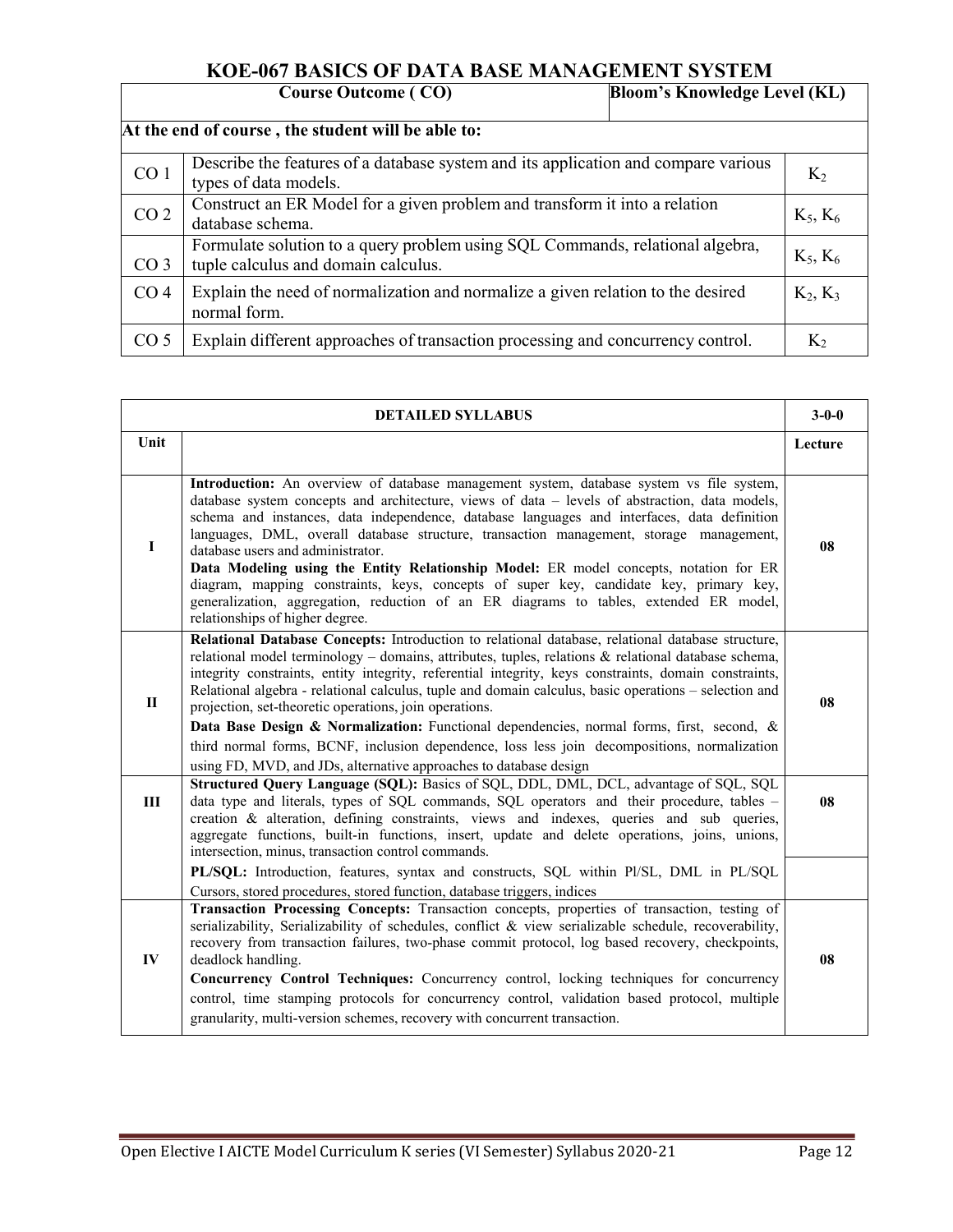# KOE-067 BASICS OF DATA BASE MANAGEMENT SYSTEM

| | Course Outcome ( CO) | Bloom's Knowledge Level (KL) |
|---|---|---|
| **At the end of course , the student will be able to:** | | |
| CO 1 | Describe the features of a database system and its application and compare various types of data models. | $K_2$ |
| CO 2 | Construct an ER Model for a given problem and transform it into a relation database schema. | $K_5$, $K_6$ |
| CO 3 | Formulate solution to a query problem using SQL Commands, relational algebra, tuple calculus and domain calculus. | $K_5$, $K_6$ |
| CO 4 | Explain the need of normalization and normalize a given relation to the desired normal form. | $K_2$, $K_3$ |
| CO 5 | Explain different approaches of transaction processing and concurrency control. | $K_2$ |

| | DETAILED SYLLABUS | 3-0-0 |
|---|---|---|
| **Unit** | | **Lecture** |
| **I** | **Introduction:** An overview of database management system, database system vs file system, database system concepts and architecture, views of data – levels of abstraction, data models, schema and instances, data independence, database languages and interfaces, data definition languages, DML, overall database structure, transaction management, storage management, database users and administrator.<br>**Data Modeling using the Entity Relationship Model:** ER model concepts, notation for ER diagram, mapping constraints, keys, concepts of super key, candidate key, primary key, generalization, aggregation, reduction of an ER diagrams to tables, extended ER model, relationships of higher degree. | **08** |
| **II** | **Relational Database Concepts:** Introduction to relational database, relational database structure, relational model terminology – domains, attributes, tuples, relations & relational database schema, integrity constraints, entity integrity, referential integrity, keys constraints, domain constraints, Relational algebra - relational calculus, tuple and domain calculus, basic operations – selection and projection, set-theoretic operations, join operations.<br>**Data Base Design & Normalization:** Functional dependencies, normal forms, first, second, & third normal forms, BCNF, inclusion dependence, loss less join decompositions, normalization using FD, MVD, and JDs, alternative approaches to database design | **08** |
| **III** | **Structured Query Language (SQL):** Basics of SQL, DDL, DML, DCL, advantage of SQL, SQL data type and literals, types of SQL commands, SQL operators and their procedure, tables – creation & alteration, defining constraints, views and indexes, queries and sub queries, aggregate functions, built-in functions, insert, update and delete operations, joins, unions, intersection, minus, transaction control commands.<br>**PL/SQL:** Introduction, features, syntax and constructs, SQL within Pl/SL, DML in PL/SQL Cursors, stored procedures, stored function, database triggers, indices | **08** |
| **IV** | **Transaction Processing Concepts:** Transaction concepts, properties of transaction, testing of serializability, Serializability of schedules, conflict & view serializable schedule, recoverability, recovery from transaction failures, two-phase commit protocol, log based recovery, checkpoints, deadlock handling.<br>**Concurrency Control Techniques:** Concurrency control, locking techniques for concurrency control, time stamping protocols for concurrency control, validation based protocol, multiple granularity, multi-version schemes, recovery with concurrent transaction. | **08** |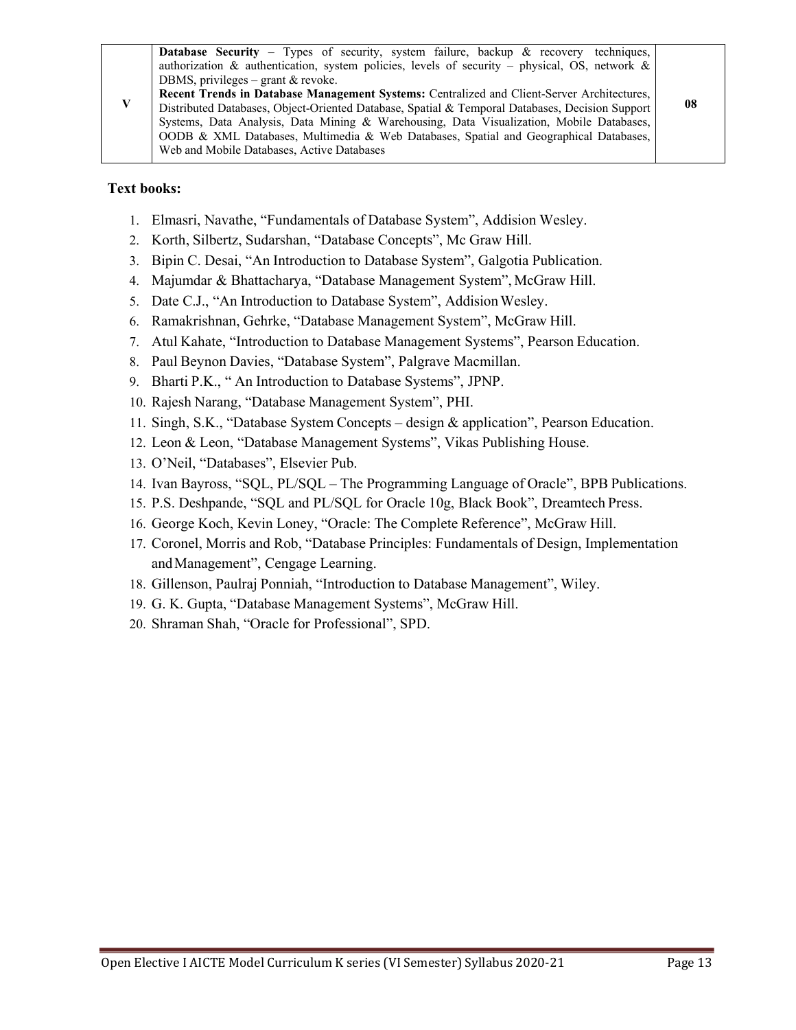| V | **Database Security** – Types of security, system failure, backup & recovery techniques, authorization & authentication, system policies, levels of security – physical, OS, network & DBMS, privileges – grant & revoke.<br>**Recent Trends in Database Management Systems:** Centralized and Client-Server Architectures, Distributed Databases, Object-Oriented Database, Spatial & Temporal Databases, Decision Support Systems, Data Analysis, Data Mining & Warehousing, Data Visualization, Mobile Databases, OODB & XML Databases, Multimedia & Web Databases, Spatial and Geographical Databases, Web and Mobile Databases, Active Databases | 08 |
|---|---|---|

**Text books:**

1. Elmasri, Navathe, "Fundamentals of Database System", Addision Wesley.
2. Korth, Silbertz, Sudarshan, "Database Concepts", Mc Graw Hill.
3. Bipin C. Desai, "An Introduction to Database System", Galgotia Publication.
4. Majumdar & Bhattacharya, "Database Management System", McGraw Hill.
5. Date C.J., "An Introduction to Database System", Addision Wesley.
6. Ramakrishnan, Gehrke, "Database Management System", McGraw Hill.
7. Atul Kahate, "Introduction to Database Management Systems", Pearson Education.
8. Paul Beynon Davies, "Database System", Palgrave Macmillan.
9. Bharti P.K., " An Introduction to Database Systems", JPNP.
10. Rajesh Narang, "Database Management System", PHI.
11. Singh, S.K., "Database System Concepts – design & application", Pearson Education.
12. Leon & Leon, "Database Management Systems", Vikas Publishing House.
13. O'Neil, "Databases", Elsevier Pub.
14. Ivan Bayross, "SQL, PL/SQL – The Programming Language of Oracle", BPB Publications.
15. P.S. Deshpande, "SQL and PL/SQL for Oracle 10g, Black Book", Dreamtech Press.
16. George Koch, Kevin Loney, "Oracle: The Complete Reference", McGraw Hill.
17. Coronel, Morris and Rob, "Database Principles: Fundamentals of Design, Implementation and Management", Cengage Learning.
18. Gillenson, Paulraj Ponniah, "Introduction to Database Management", Wiley.
19. G. K. Gupta, "Database Management Systems", McGraw Hill.
20. Shraman Shah, "Oracle for Professional", SPD.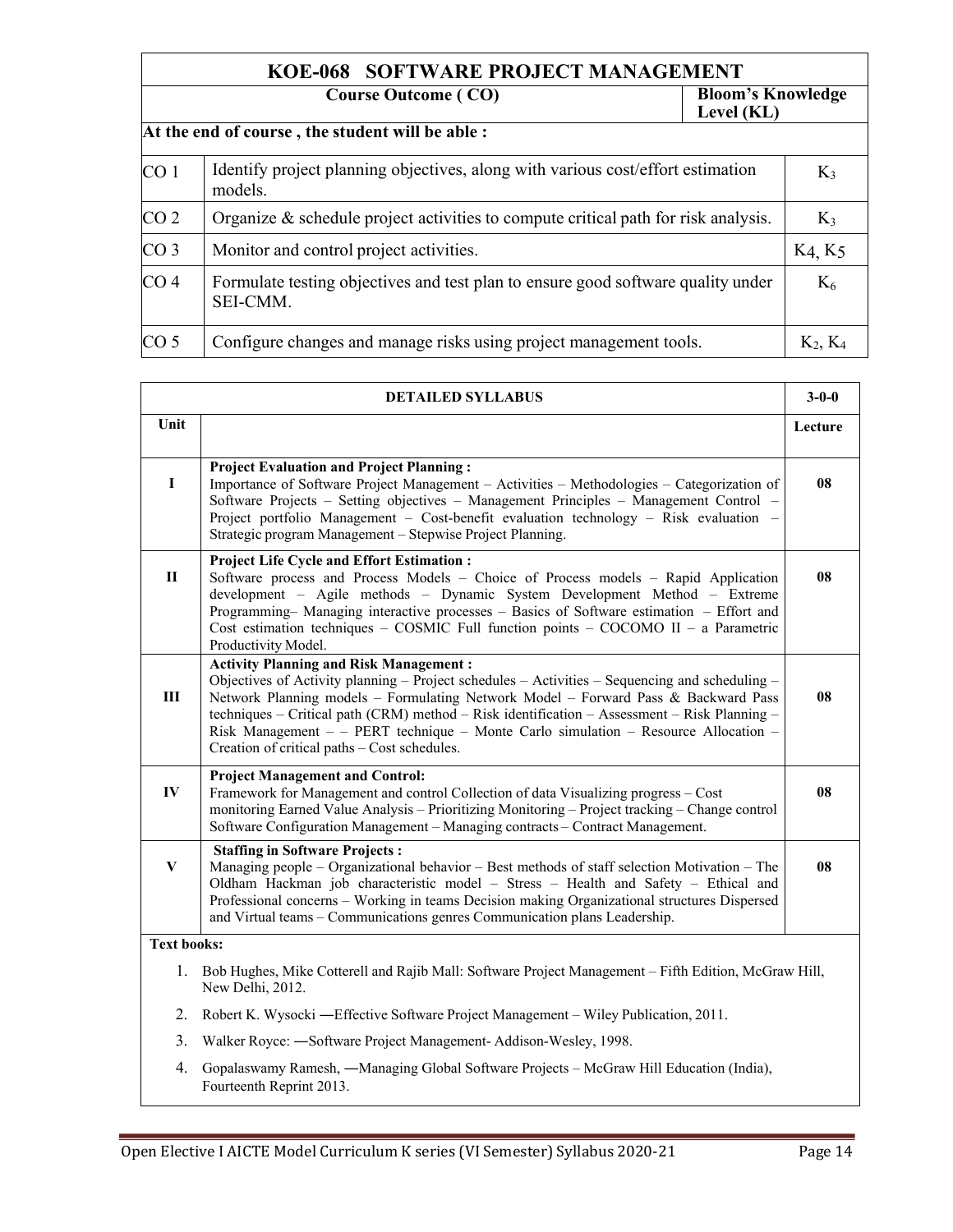| KOE-068 SOFTWARE PROJECT MANAGEMENT | | |
|---|---|---|
| Course Outcome ( CO) | | Bloom's Knowledge Level (KL) |
| At the end of course , the student will be able : | | |
| CO 1 | Identify project planning objectives, along with various cost/effort estimation models. | $K_3$ |
| CO 2 | Organize & schedule project activities to compute critical path for risk analysis. | $K_3$ |
| CO 3 | Monitor and control project activities. | $K_4$, $K_5$ |
| CO 4 | Formulate testing objectives and test plan to ensure good software quality under SEI-CMM. | $K_6$ |
| CO 5 | Configure changes and manage risks using project management tools. | $K_2$, $K_4$ |

| DETAILED SYLLABUS | | 3-0-0 |
|---|---|---|
| Unit | | Lecture |
| I | **Project Evaluation and Project Planning :** Importance of Software Project Management – Activities – Methodologies – Categorization of Software Projects – Setting objectives – Management Principles – Management Control – Project portfolio Management – Cost-benefit evaluation technology – Risk evaluation – Strategic program Management – Stepwise Project Planning. | 08 |
| II | **Project Life Cycle and Effort Estimation :** Software process and Process Models – Choice of Process models – Rapid Application development – Agile methods – Dynamic System Development Method – Extreme Programming– Managing interactive processes – Basics of Software estimation – Effort and Cost estimation techniques – COSMIC Full function points – COCOMO II – a Parametric Productivity Model. | 08 |
| III | **Activity Planning and Risk Management :** Objectives of Activity planning – Project schedules – Activities – Sequencing and scheduling – Network Planning models – Formulating Network Model – Forward Pass & Backward Pass techniques – Critical path (CRM) method – Risk identification – Assessment – Risk Planning – Risk Management – – PERT technique – Monte Carlo simulation – Resource Allocation – Creation of critical paths – Cost schedules. | 08 |
| IV | **Project Management and Control:** Framework for Management and control Collection of data Visualizing progress – Cost monitoring Earned Value Analysis – Prioritizing Monitoring – Project tracking – Change control Software Configuration Management – Managing contracts – Contract Management. | 08 |
| V | **Staffing in Software Projects :** Managing people – Organizational behavior – Best methods of staff selection Motivation – The Oldham Hackman job characteristic model – Stress – Health and Safety – Ethical and Professional concerns – Working in teams Decision making Organizational structures Dispersed and Virtual teams – Communications genres Communication plans Leadership. | 08 |

**Text books:**

1. Bob Hughes, Mike Cotterell and Rajib Mall: Software Project Management – Fifth Edition, McGraw Hill, New Delhi, 2012.
2. Robert K. Wysocki ―Effective Software Project Management – Wiley Publication, 2011.
3. Walker Royce: ―Software Project Management- Addison-Wesley, 1998.
4. Gopalaswamy Ramesh, ―Managing Global Software Projects – McGraw Hill Education (India), Fourteenth Reprint 2013.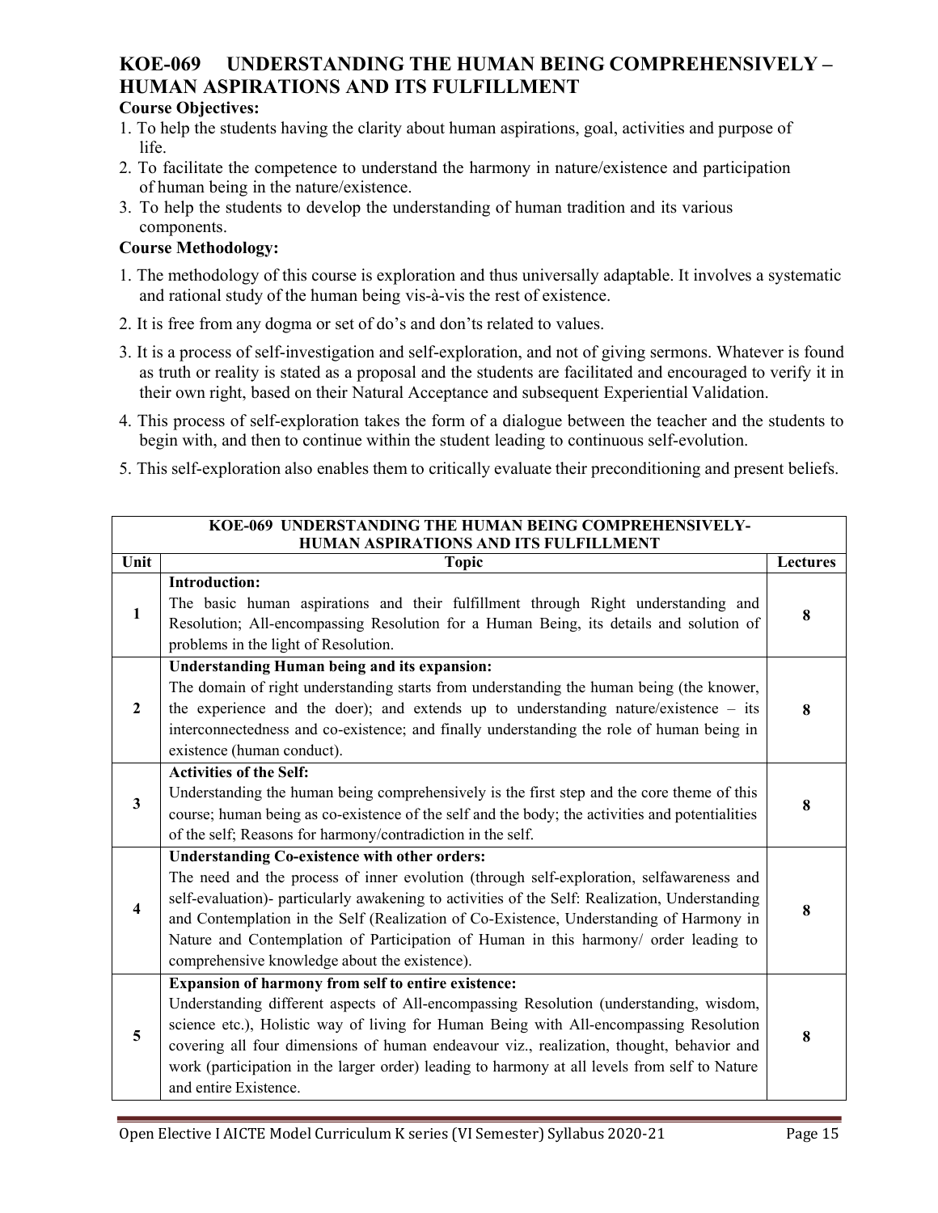# KOE-069 UNDERSTANDING THE HUMAN BEING COMPREHENSIVELY – HUMAN ASPIRATIONS AND ITS FULFILLMENT

**Course Objectives:**

1. To help the students having the clarity about human aspirations, goal, activities and purpose of life.
2. To facilitate the competence to understand the harmony in nature/existence and participation of human being in the nature/existence.
3. To help the students to develop the understanding of human tradition and its various components.

**Course Methodology:**

1. The methodology of this course is exploration and thus universally adaptable. It involves a systematic and rational study of the human being vis-à-vis the rest of existence.
2. It is free from any dogma or set of do's and don'ts related to values.
3. It is a process of self-investigation and self-exploration, and not of giving sermons. Whatever is found as truth or reality is stated as a proposal and the students are facilitated and encouraged to verify it in their own right, based on their Natural Acceptance and subsequent Experiential Validation.
4. This process of self-exploration takes the form of a dialogue between the teacher and the students to begin with, and then to continue within the student leading to continuous self-evolution.
5. This self-exploration also enables them to critically evaluate their preconditioning and present beliefs.

| KOE-069 UNDERSTANDING THE HUMAN BEING COMPREHENSIVELY- HUMAN ASPIRATIONS AND ITS FULFILLMENT | | |
|---|---|---|
| **Unit** | **Topic** | **Lectures** |
| 1 | **Introduction:** The basic human aspirations and their fulfillment through Right understanding and Resolution; All-encompassing Resolution for a Human Being, its details and solution of problems in the light of Resolution. | 8 |
| 2 | **Understanding Human being and its expansion:** The domain of right understanding starts from understanding the human being (the knower, the experience and the doer); and extends up to understanding nature/existence – its interconnectedness and co-existence; and finally understanding the role of human being in existence (human conduct). | 8 |
| 3 | **Activities of the Self:** Understanding the human being comprehensively is the first step and the core theme of this course; human being as co-existence of the self and the body; the activities and potentialities of the self; Reasons for harmony/contradiction in the self. | 8 |
| 4 | **Understanding Co-existence with other orders:** The need and the process of inner evolution (through self-exploration, selfawareness and self-evaluation)- particularly awakening to activities of the Self: Realization, Understanding and Contemplation in the Self (Realization of Co-Existence, Understanding of Harmony in Nature and Contemplation of Participation of Human in this harmony/ order leading to comprehensive knowledge about the existence). | 8 |
| 5 | **Expansion of harmony from self to entire existence:** Understanding different aspects of All-encompassing Resolution (understanding, wisdom, science etc.), Holistic way of living for Human Being with All-encompassing Resolution covering all four dimensions of human endeavour viz., realization, thought, behavior and work (participation in the larger order) leading to harmony at all levels from self to Nature and entire Existence. | 8 |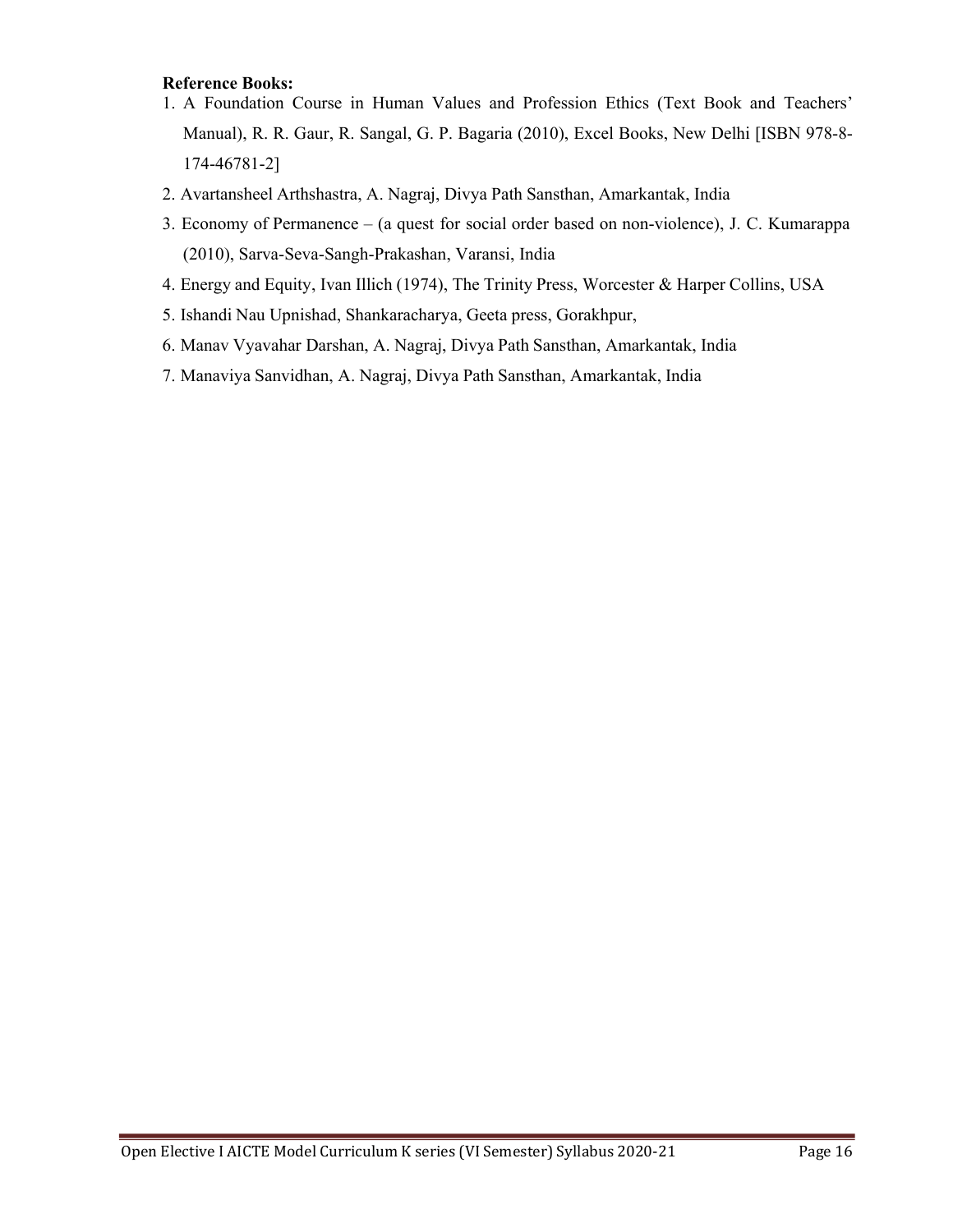**Reference Books:**

1. A Foundation Course in Human Values and Profession Ethics (Text Book and Teachers' Manual), R. R. Gaur, R. Sangal, G. P. Bagaria (2010), Excel Books, New Delhi [ISBN 978-8-174-46781-2]
2. Avartansheel Arthshastra, A. Nagraj, Divya Path Sansthan, Amarkantak, India
3. Economy of Permanence – (a quest for social order based on non-violence), J. C. Kumarappa (2010), Sarva-Seva-Sangh-Prakashan, Varansi, India
4. Energy and Equity, Ivan Illich (1974), The Trinity Press, Worcester & Harper Collins, USA
5. Ishandi Nau Upnishad, Shankaracharya, Geeta press, Gorakhpur,
6. Manav Vyavahar Darshan, A. Nagraj, Divya Path Sansthan, Amarkantak, India
7. Manaviya Sanvidhan, A. Nagraj, Divya Path Sansthan, Amarkantak, India